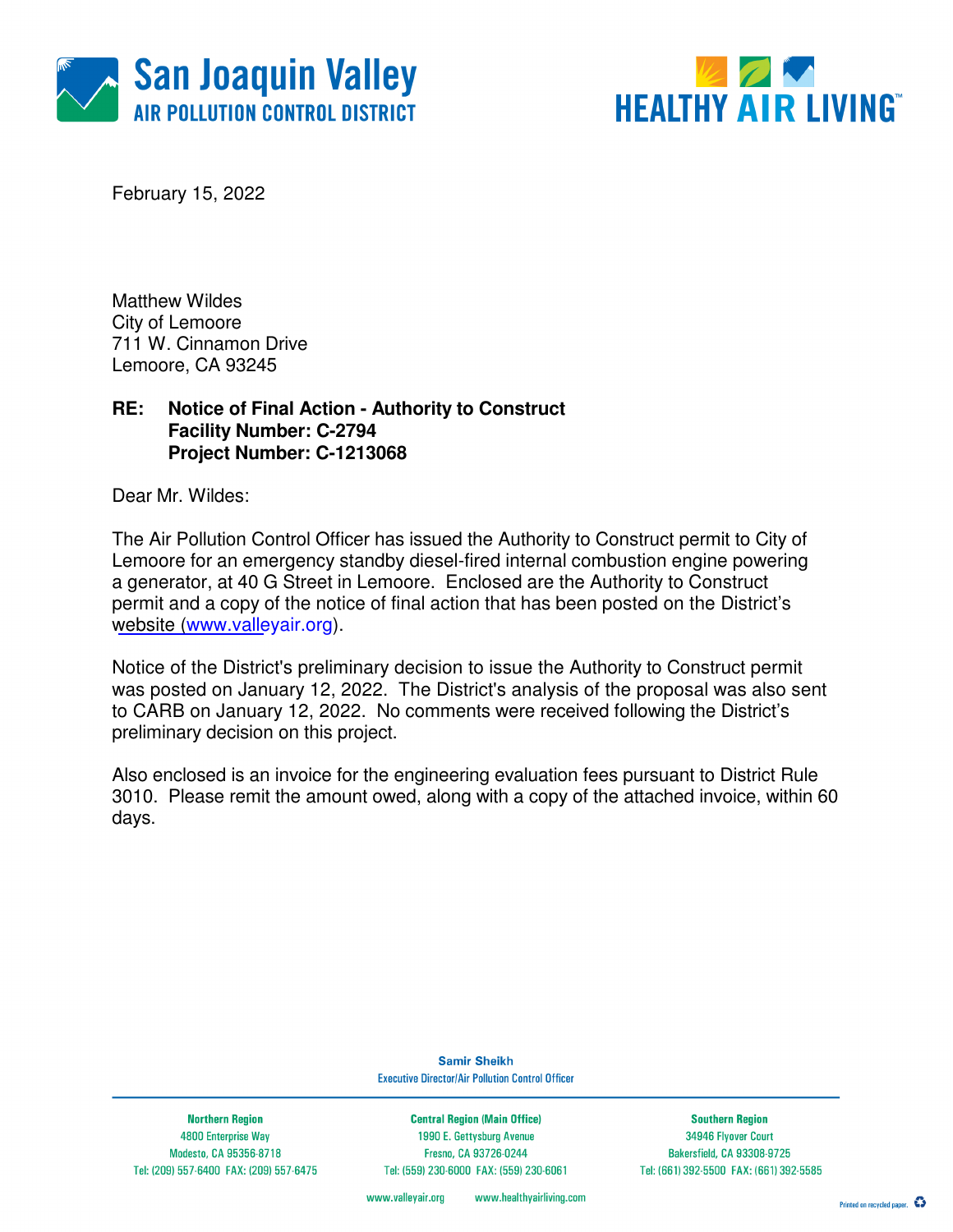San Joaquin Valley
AIR POLLUTION CONTROL DISTRICT

HEALTHY AIR LIVING™

February 15, 2022

Matthew Wildes
City of Lemoore
711 W. Cinnamon Drive
Lemoore, CA 93245

**RE: Notice of Final Action - Authority to Construct**
**Facility Number: C-2794**
**Project Number: C-1213068**

Dear Mr. Wildes:

The Air Pollution Control Officer has issued the Authority to Construct permit to City of Lemoore for an emergency standby diesel-fired internal combustion engine powering a generator, at 40 G Street in Lemoore. Enclosed are the Authority to Construct permit and a copy of the notice of final action that has been posted on the District's website (www.valleyair.org).

Notice of the District's preliminary decision to issue the Authority to Construct permit was posted on January 12, 2022. The District's analysis of the proposal was also sent to CARB on January 12, 2022. No comments were received following the District's preliminary decision on this project.

Also enclosed is an invoice for the engineering evaluation fees pursuant to District Rule 3010. Please remit the amount owed, along with a copy of the attached invoice, within 60 days.

Samir Sheikh
Executive Director/Air Pollution Control Officer

| Northern Region | Central Region (Main Office) | Southern Region |
| --- | --- | --- |
| 4800 Enterprise Way | 1990 E. Gettysburg Avenue | 34946 Flyover Court |
| Modesto, CA 95356-8718 | Fresno, CA 93726-0244 | Bakersfield, CA 93308-9725 |
| Tel: (209) 557-6400 FAX: (209) 557-6475 | Tel: (559) 230-6000 FAX: (559) 230-6061 | Tel: (661) 392-5500 FAX: (661) 392-5585 |

www.valleyair.org www.healthyairliving.com

Printed on recycled paper.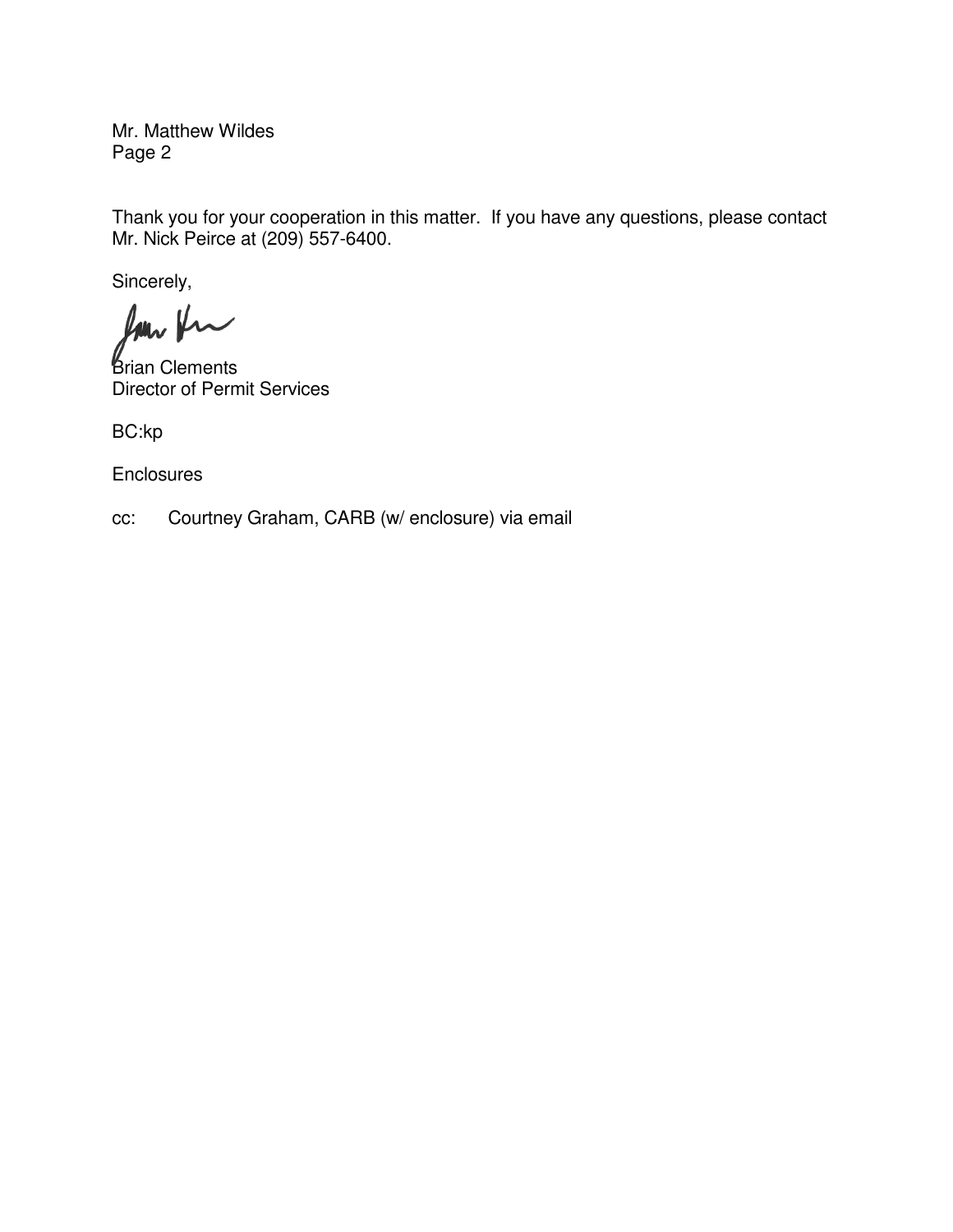Mr. Matthew Wildes

Thank you for your cooperation in this matter. If you have any questions, please contact Mr. Nick Peirce at (209) 557-6400.

Sincerely,

Brian Clements
Director of Permit Services

BC:kp

Enclosures

cc: Courtney Graham, CARB (w/ enclosure) via email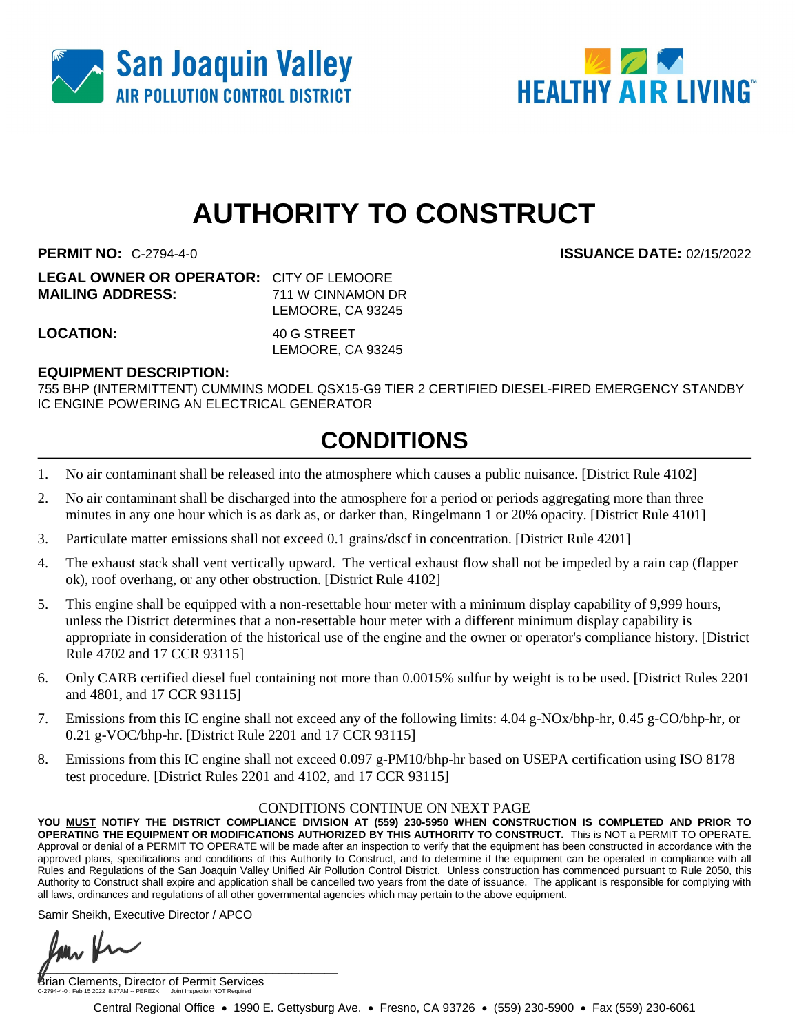San Joaquin Valley
AIR POLLUTION CONTROL DISTRICT

HEALTHY AIR LIVING™

# AUTHORITY TO CONSTRUCT

**PERMIT NO:** C-2794-4-0 **ISSUANCE DATE:** 02/15/2022

**LEGAL OWNER OR OPERATOR:** CITY OF LEMOORE
**MAILING ADDRESS:** 711 W CINNAMON DR
LEMOORE, CA 93245

**LOCATION:** 40 G STREET
LEMOORE, CA 93245

**EQUIPMENT DESCRIPTION:**
755 BHP (INTERMITTENT) CUMMINS MODEL QSX15-G9 TIER 2 CERTIFIED DIESEL-FIRED EMERGENCY STANDBY IC ENGINE POWERING AN ELECTRICAL GENERATOR

## CONDITIONS

1. No air contaminant shall be released into the atmosphere which causes a public nuisance. [District Rule 4102]
2. No air contaminant shall be discharged into the atmosphere for a period or periods aggregating more than three minutes in any one hour which is as dark as, or darker than, Ringelmann 1 or 20% opacity. [District Rule 4101]
3. Particulate matter emissions shall not exceed 0.1 grains/dscf in concentration. [District Rule 4201]
4. The exhaust stack shall vent vertically upward. The vertical exhaust flow shall not be impeded by a rain cap (flapper ok), roof overhang, or any other obstruction. [District Rule 4102]
5. This engine shall be equipped with a non-resettable hour meter with a minimum display capability of 9,999 hours, unless the District determines that a non-resettable hour meter with a different minimum display capability is appropriate in consideration of the historical use of the engine and the owner or operator's compliance history. [District Rule 4702 and 17 CCR 93115]
6. Only CARB certified diesel fuel containing not more than 0.0015% sulfur by weight is to be used. [District Rules 2201 and 4801, and 17 CCR 93115]
7. Emissions from this IC engine shall not exceed any of the following limits: 4.04 g-NOx/bhp-hr, 0.45 g-CO/bhp-hr, or 0.21 g-VOC/bhp-hr. [District Rule 2201 and 17 CCR 93115]
8. Emissions from this IC engine shall not exceed 0.097 g-PM10/bhp-hr based on USEPA certification using ISO 8178 test procedure. [District Rules 2201 and 4102, and 17 CCR 93115]

CONDITIONS CONTINUE ON NEXT PAGE

**YOU MUST NOTIFY THE DISTRICT COMPLIANCE DIVISION AT (559) 230-5950 WHEN CONSTRUCTION IS COMPLETED AND PRIOR TO OPERATING THE EQUIPMENT OR MODIFICATIONS AUTHORIZED BY THIS AUTHORITY TO CONSTRUCT.** This is NOT a PERMIT TO OPERATE. Approval or denial of a PERMIT TO OPERATE will be made after an inspection to verify that the equipment has been constructed in accordance with the approved plans, specifications and conditions of this Authority to Construct, and to determine if the equipment can be operated in compliance with all Rules and Regulations of the San Joaquin Valley Unified Air Pollution Control District. Unless construction has commenced pursuant to Rule 2050, this Authority to Construct shall expire and application shall be cancelled two years from the date of issuance. The applicant is responsible for complying with all laws, ordinances and regulations of all other governmental agencies which may pertain to the above equipment.

Samir Sheikh, Executive Director / APCO

Brian Clements, Director of Permit Services

C-2794-4-0 : Feb 15 2022 8:27AM -- PEREZK : Joint Inspection NOT Required

Central Regional Office • 1990 E. Gettysburg Ave. • Fresno, CA 93726 • (559) 230-5900 • Fax (559) 230-6061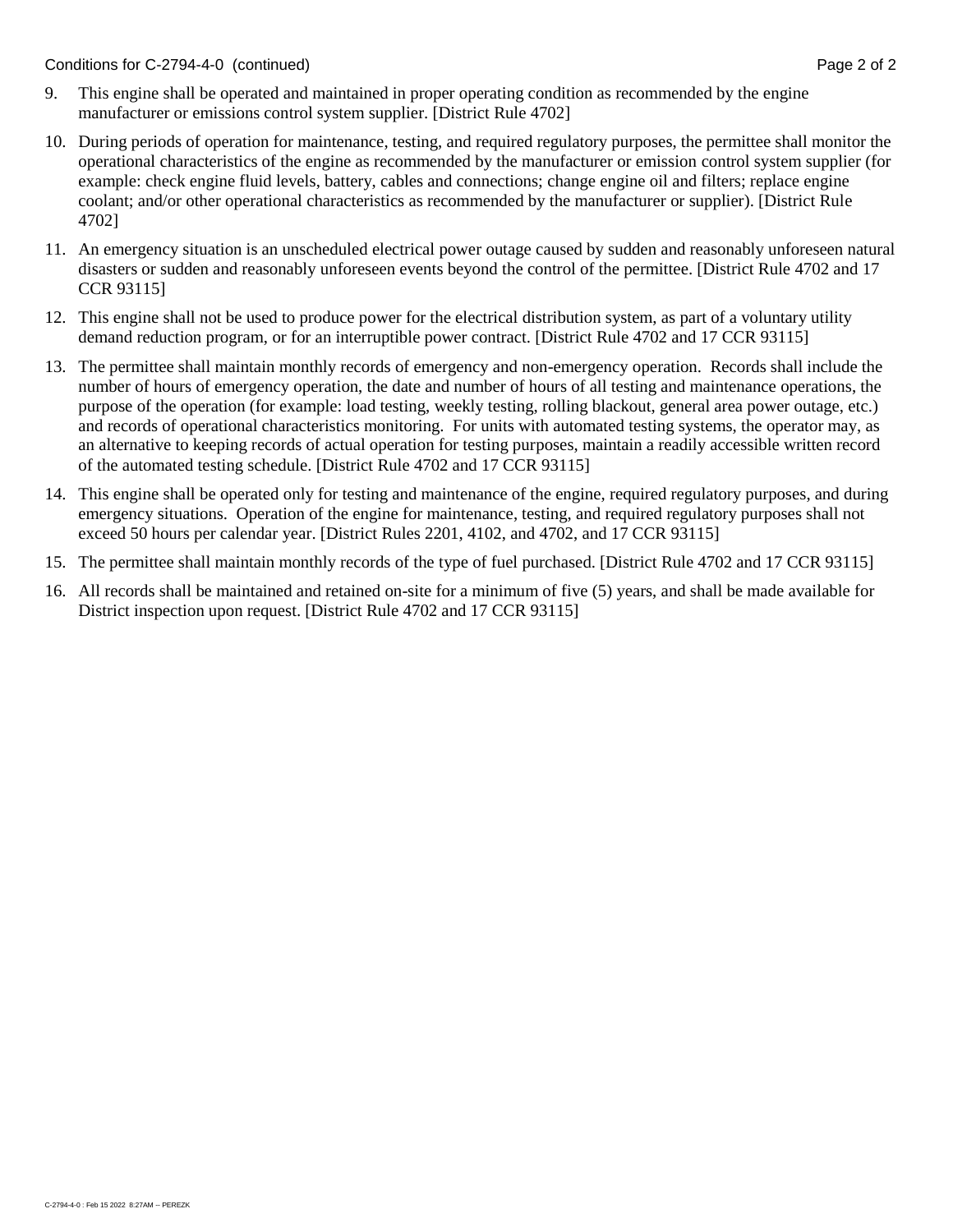9. This engine shall be operated and maintained in proper operating condition as recommended by the engine manufacturer or emissions control system supplier. [District Rule 4702]

10. During periods of operation for maintenance, testing, and required regulatory purposes, the permittee shall monitor the operational characteristics of the engine as recommended by the manufacturer or emission control system supplier (for example: check engine fluid levels, battery, cables and connections; change engine oil and filters; replace engine coolant; and/or other operational characteristics as recommended by the manufacturer or supplier). [District Rule 4702]

11. An emergency situation is an unscheduled electrical power outage caused by sudden and reasonably unforeseen natural disasters or sudden and reasonably unforeseen events beyond the control of the permittee. [District Rule 4702 and 17 CCR 93115]

12. This engine shall not be used to produce power for the electrical distribution system, as part of a voluntary utility demand reduction program, or for an interruptible power contract. [District Rule 4702 and 17 CCR 93115]

13. The permittee shall maintain monthly records of emergency and non-emergency operation. Records shall include the number of hours of emergency operation, the date and number of hours of all testing and maintenance operations, the purpose of the operation (for example: load testing, weekly testing, rolling blackout, general area power outage, etc.) and records of operational characteristics monitoring. For units with automated testing systems, the operator may, as an alternative to keeping records of actual operation for testing purposes, maintain a readily accessible written record of the automated testing schedule. [District Rule 4702 and 17 CCR 93115]

14. This engine shall be operated only for testing and maintenance of the engine, required regulatory purposes, and during emergency situations. Operation of the engine for maintenance, testing, and required regulatory purposes shall not exceed 50 hours per calendar year. [District Rules 2201, 4102, and 4702, and 17 CCR 93115]

15. The permittee shall maintain monthly records of the type of fuel purchased. [District Rule 4702 and 17 CCR 93115]

16. All records shall be maintained and retained on-site for a minimum of five (5) years, and shall be made available for District inspection upon request. [District Rule 4702 and 17 CCR 93115]